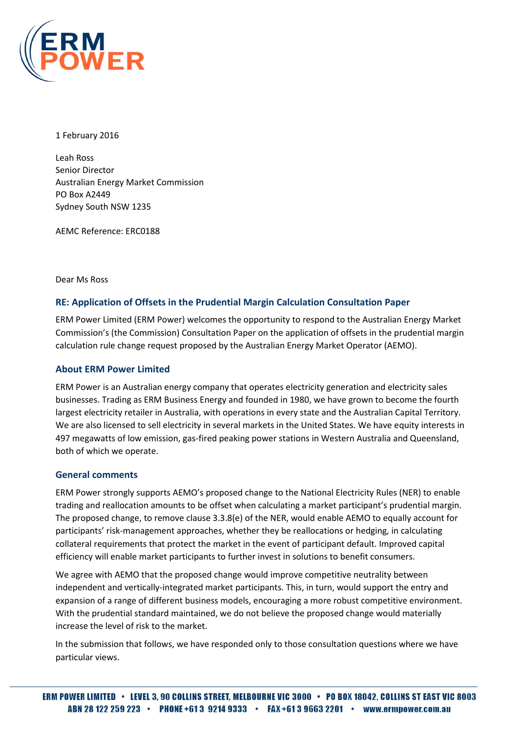ERM POWER

1 February 2016

Leah Ross
Senior Director
Australian Energy Market Commission
PO Box A2449
Sydney South NSW 1235

AEMC Reference: ERC0188

Dear Ms Ross

## RE: Application of Offsets in the Prudential Margin Calculation Consultation Paper

ERM Power Limited (ERM Power) welcomes the opportunity to respond to the Australian Energy Market Commission's (the Commission) Consultation Paper on the application of offsets in the prudential margin calculation rule change request proposed by the Australian Energy Market Operator (AEMO).

## About ERM Power Limited

ERM Power is an Australian energy company that operates electricity generation and electricity sales businesses. Trading as ERM Business Energy and founded in 1980, we have grown to become the fourth largest electricity retailer in Australia, with operations in every state and the Australian Capital Territory. We are also licensed to sell electricity in several markets in the United States. We have equity interests in 497 megawatts of low emission, gas-fired peaking power stations in Western Australia and Queensland, both of which we operate.

## General comments

ERM Power strongly supports AEMO's proposed change to the National Electricity Rules (NER) to enable trading and reallocation amounts to be offset when calculating a market participant's prudential margin. The proposed change, to remove clause 3.3.8(e) of the NER, would enable AEMO to equally account for participants' risk-management approaches, whether they be reallocations or hedging, in calculating collateral requirements that protect the market in the event of participant default. Improved capital efficiency will enable market participants to further invest in solutions to benefit consumers.

We agree with AEMO that the proposed change would improve competitive neutrality between independent and vertically-integrated market participants. This, in turn, would support the entry and expansion of a range of different business models, encouraging a more robust competitive environment. With the prudential standard maintained, we do not believe the proposed change would materially increase the level of risk to the market.

In the submission that follows, we have responded only to those consultation questions where we have particular views.

ERM POWER LIMITED • LEVEL 3, 90 COLLINS STREET, MELBOURNE VIC 3000 • PO BOX 18042, COLLINS ST EAST VIC 8003
ABN 28 122 259 223 • PHONE +61 3 9214 9333 • FAX +61 3 9663 2201 • www.ermpower.com.au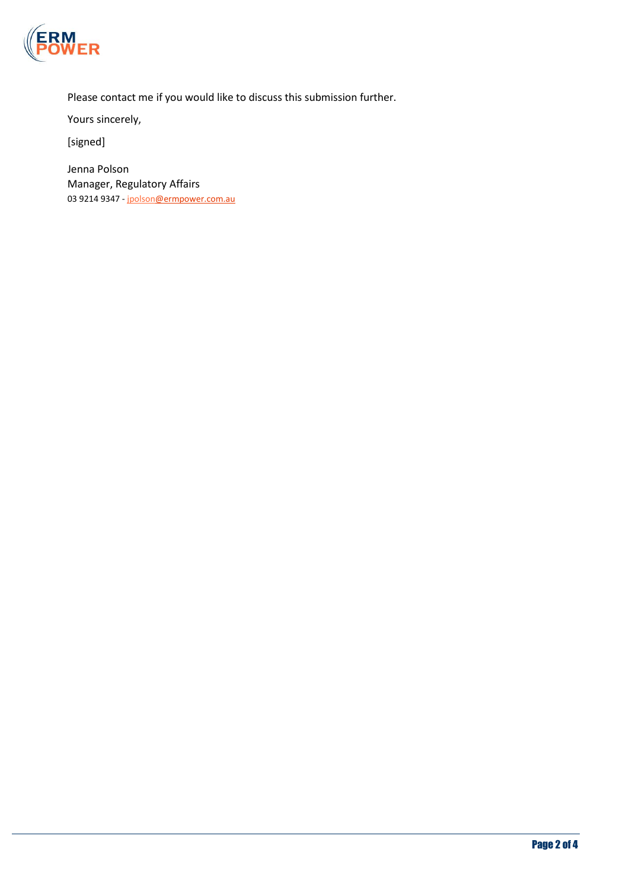Please contact me if you would like to discuss this submission further.

Yours sincerely,

[signed]

Jenna Polson
Manager, Regulatory Affairs
03 9214 9347 - jpolson@ermpower.com.au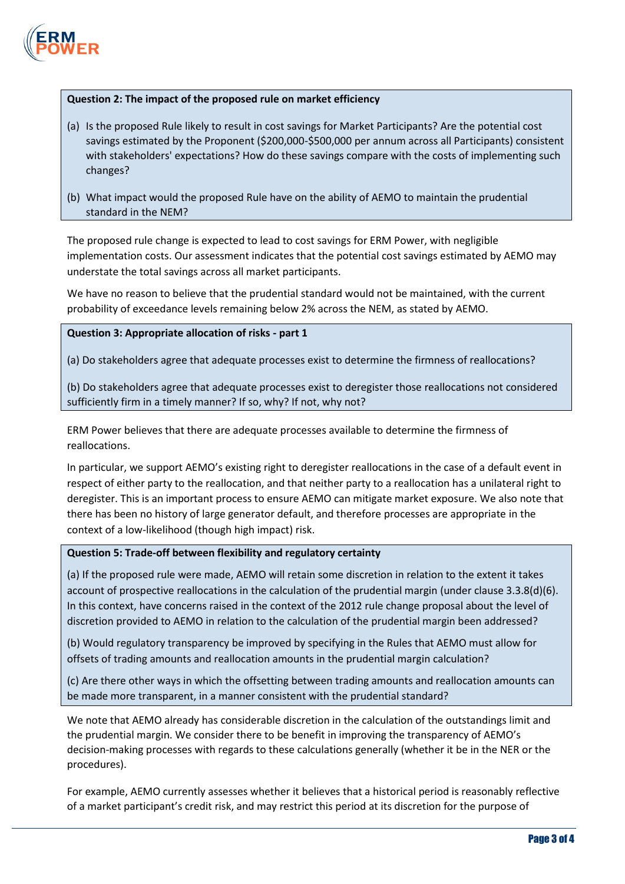**Question 2: The impact of the proposed rule on market efficiency**

(a) Is the proposed Rule likely to result in cost savings for Market Participants? Are the potential cost savings estimated by the Proponent ($200,000-$500,000 per annum across all Participants) consistent with stakeholders' expectations? How do these savings compare with the costs of implementing such changes?

(b) What impact would the proposed Rule have on the ability of AEMO to maintain the prudential standard in the NEM?

The proposed rule change is expected to lead to cost savings for ERM Power, with negligible implementation costs. Our assessment indicates that the potential cost savings estimated by AEMO may understate the total savings across all market participants.

We have no reason to believe that the prudential standard would not be maintained, with the current probability of exceedance levels remaining below 2% across the NEM, as stated by AEMO.

**Question 3: Appropriate allocation of risks - part 1**

(a) Do stakeholders agree that adequate processes exist to determine the firmness of reallocations?

(b) Do stakeholders agree that adequate processes exist to deregister those reallocations not considered sufficiently firm in a timely manner? If so, why? If not, why not?

ERM Power believes that there are adequate processes available to determine the firmness of reallocations.

In particular, we support AEMO's existing right to deregister reallocations in the case of a default event in respect of either party to the reallocation, and that neither party to a reallocation has a unilateral right to deregister. This is an important process to ensure AEMO can mitigate market exposure. We also note that there has been no history of large generator default, and therefore processes are appropriate in the context of a low-likelihood (though high impact) risk.

**Question 5: Trade-off between flexibility and regulatory certainty**

(a) If the proposed rule were made, AEMO will retain some discretion in relation to the extent it takes account of prospective reallocations in the calculation of the prudential margin (under clause 3.3.8(d)(6). In this context, have concerns raised in the context of the 2012 rule change proposal about the level of discretion provided to AEMO in relation to the calculation of the prudential margin been addressed?

(b) Would regulatory transparency be improved by specifying in the Rules that AEMO must allow for offsets of trading amounts and reallocation amounts in the prudential margin calculation?

(c) Are there other ways in which the offsetting between trading amounts and reallocation amounts can be made more transparent, in a manner consistent with the prudential standard?

We note that AEMO already has considerable discretion in the calculation of the outstandings limit and the prudential margin. We consider there to be benefit in improving the transparency of AEMO's decision-making processes with regards to these calculations generally (whether it be in the NER or the procedures).

For example, AEMO currently assesses whether it believes that a historical period is reasonably reflective of a market participant's credit risk, and may restrict this period at its discretion for the purpose of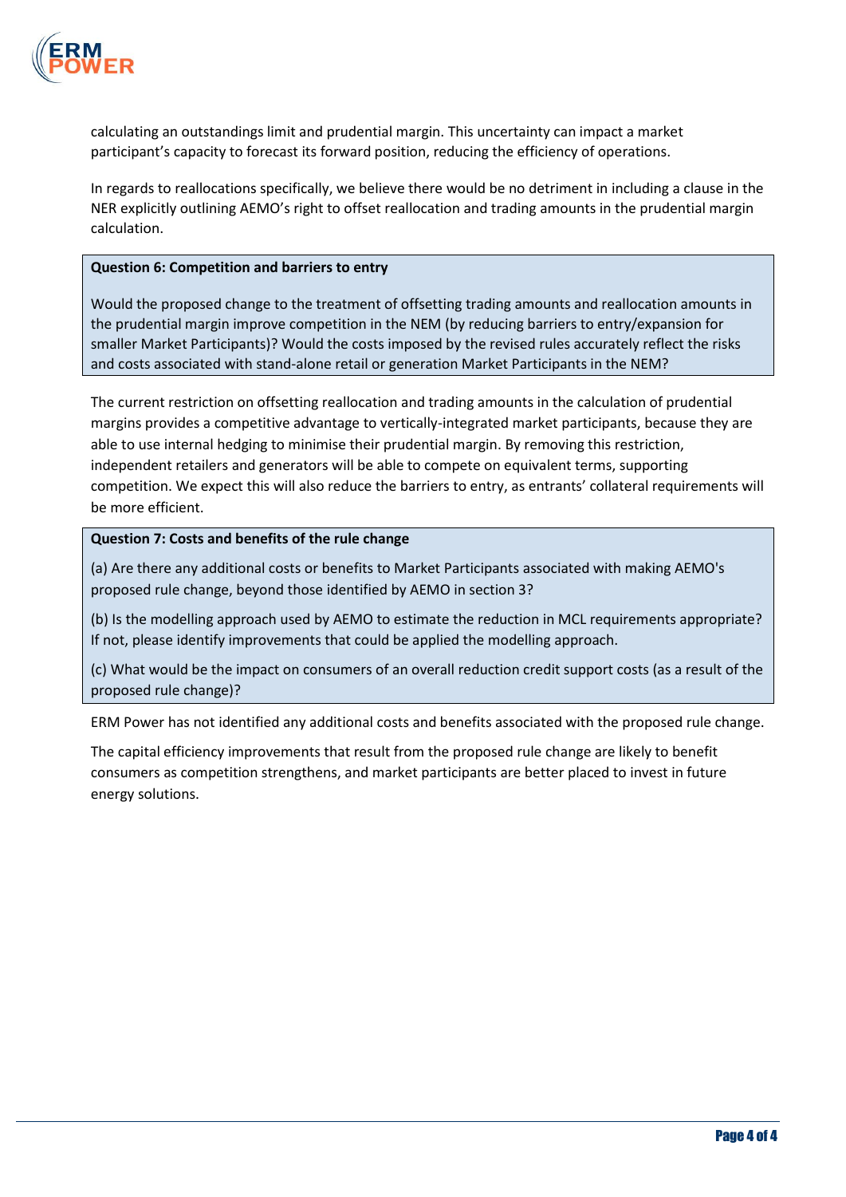calculating an outstandings limit and prudential margin. This uncertainty can impact a market participant's capacity to forecast its forward position, reducing the efficiency of operations.

In regards to reallocations specifically, we believe there would be no detriment in including a clause in the NER explicitly outlining AEMO's right to offset reallocation and trading amounts in the prudential margin calculation.

**Question 6: Competition and barriers to entry**

Would the proposed change to the treatment of offsetting trading amounts and reallocation amounts in the prudential margin improve competition in the NEM (by reducing barriers to entry/expansion for smaller Market Participants)? Would the costs imposed by the revised rules accurately reflect the risks and costs associated with stand-alone retail or generation Market Participants in the NEM?

The current restriction on offsetting reallocation and trading amounts in the calculation of prudential margins provides a competitive advantage to vertically-integrated market participants, because they are able to use internal hedging to minimise their prudential margin. By removing this restriction, independent retailers and generators will be able to compete on equivalent terms, supporting competition. We expect this will also reduce the barriers to entry, as entrants' collateral requirements will be more efficient.

**Question 7: Costs and benefits of the rule change**

(a) Are there any additional costs or benefits to Market Participants associated with making AEMO's proposed rule change, beyond those identified by AEMO in section 3?

(b) Is the modelling approach used by AEMO to estimate the reduction in MCL requirements appropriate? If not, please identify improvements that could be applied the modelling approach.

(c) What would be the impact on consumers of an overall reduction credit support costs (as a result of the proposed rule change)?

ERM Power has not identified any additional costs and benefits associated with the proposed rule change.

The capital efficiency improvements that result from the proposed rule change are likely to benefit consumers as competition strengthens, and market participants are better placed to invest in future energy solutions.